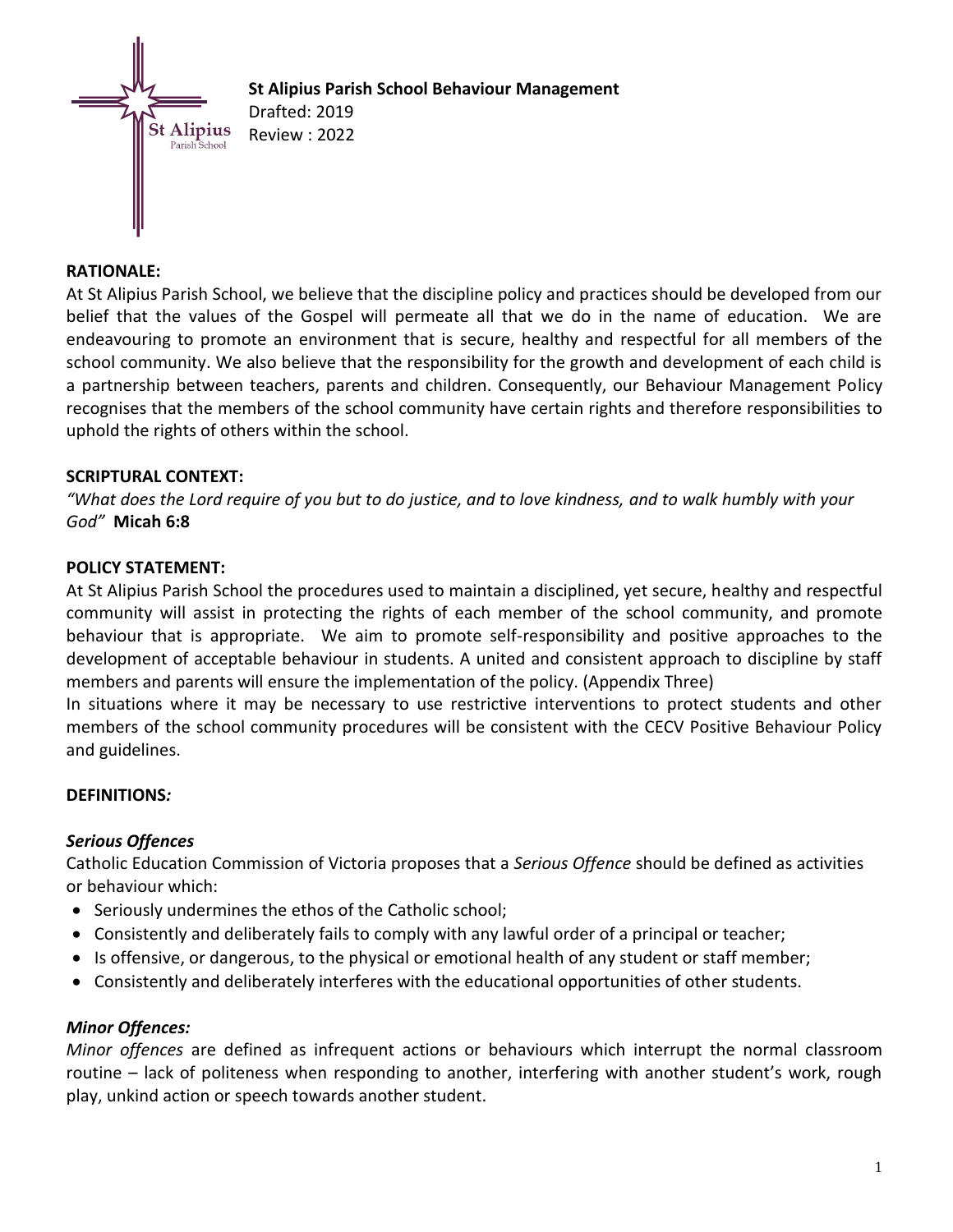**St Alipius Parish School Behaviour Management**
Drafted: 2019
Review : 2022

## RATIONALE:

At St Alipius Parish School, we believe that the discipline policy and practices should be developed from our belief that the values of the Gospel will permeate all that we do in the name of education. We are endeavouring to promote an environment that is secure, healthy and respectful for all members of the school community. We also believe that the responsibility for the growth and development of each child is a partnership between teachers, parents and children. Consequently, our Behaviour Management Policy recognises that the members of the school community have certain rights and therefore responsibilities to uphold the rights of others within the school.

## SCRIPTURAL CONTEXT:

*"What does the Lord require of you but to do justice, and to love kindness, and to walk humbly with your God"* **Micah 6:8**

## POLICY STATEMENT:

At St Alipius Parish School the procedures used to maintain a disciplined, yet secure, healthy and respectful community will assist in protecting the rights of each member of the school community, and promote behaviour that is appropriate. We aim to promote self-responsibility and positive approaches to the development of acceptable behaviour in students. A united and consistent approach to discipline by staff members and parents will ensure the implementation of the policy. (Appendix Three)

In situations where it may be necessary to use restrictive interventions to protect students and other members of the school community procedures will be consistent with the CECV Positive Behaviour Policy and guidelines.

## DEFINITIONS*:*

### *Serious Offences*

Catholic Education Commission of Victoria proposes that a *Serious Offence* should be defined as activities or behaviour which:

- Seriously undermines the ethos of the Catholic school;
- Consistently and deliberately fails to comply with any lawful order of a principal or teacher;
- Is offensive, or dangerous, to the physical or emotional health of any student or staff member;
- Consistently and deliberately interferes with the educational opportunities of other students.

### *Minor Offences:*

*Minor offences* are defined as infrequent actions or behaviours which interrupt the normal classroom routine – lack of politeness when responding to another, interfering with another student's work, rough play, unkind action or speech towards another student.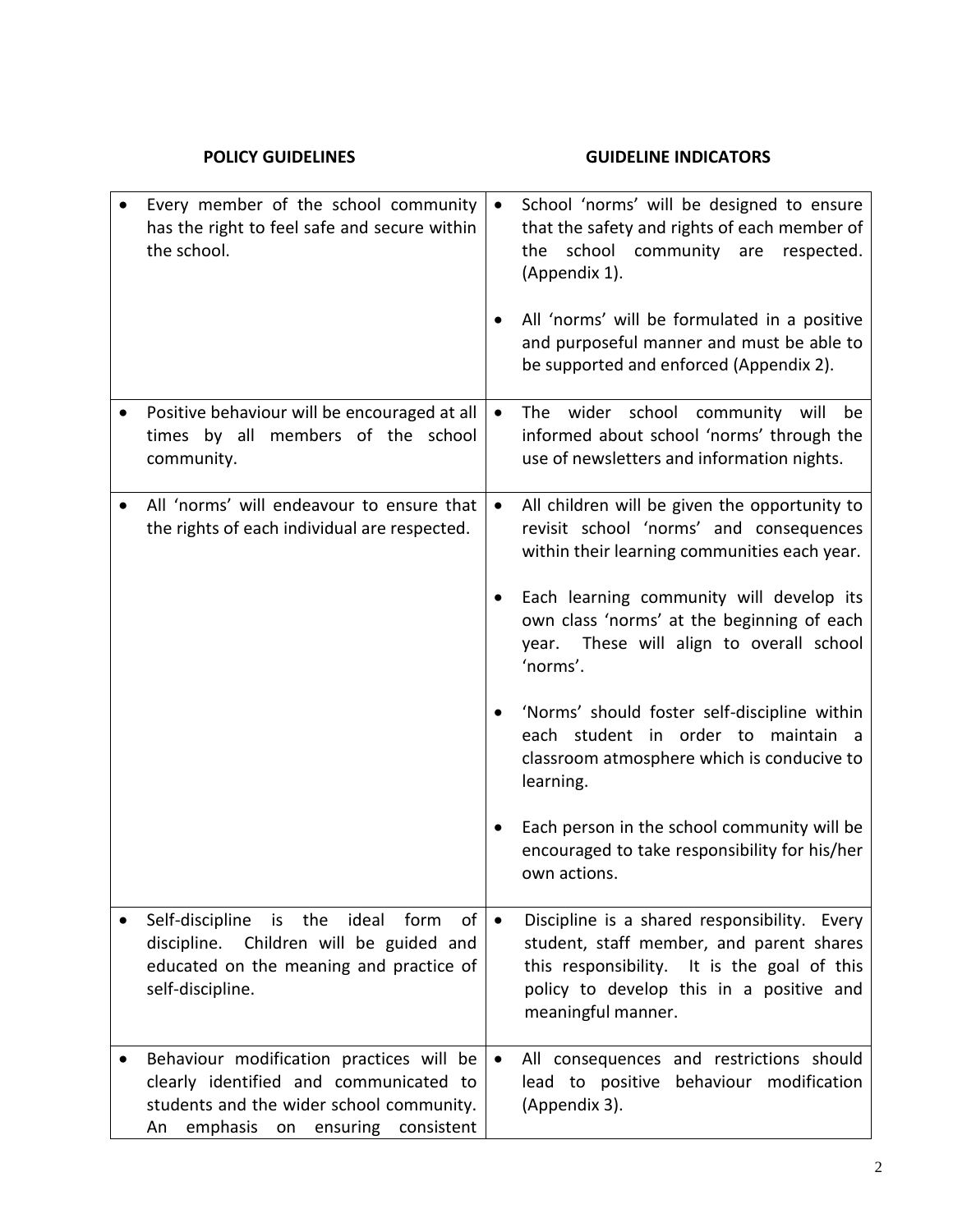| POLICY GUIDELINES | GUIDELINE INDICATORS |
|---|---|
| • Every member of the school community has the right to feel safe and secure within the school. | • School 'norms' will be designed to ensure that the safety and rights of each member of the school community are respected. (Appendix 1).<br><br>• All 'norms' will be formulated in a positive and purposeful manner and must be able to be supported and enforced (Appendix 2). |
| • Positive behaviour will be encouraged at all times by all members of the school community. | • The wider school community will be informed about school 'norms' through the use of newsletters and information nights. |
| • All 'norms' will endeavour to ensure that the rights of each individual are respected. | • All children will be given the opportunity to revisit school 'norms' and consequences within their learning communities each year.<br><br>• Each learning community will develop its own class 'norms' at the beginning of each year. These will align to overall school 'norms'.<br><br>• 'Norms' should foster self-discipline within each student in order to maintain a classroom atmosphere which is conducive to learning.<br><br>• Each person in the school community will be encouraged to take responsibility for his/her own actions. |
| • Self-discipline is the ideal form of discipline. Children will be guided and educated on the meaning and practice of self-discipline. | • Discipline is a shared responsibility. Every student, staff member, and parent shares this responsibility. It is the goal of this policy to develop this in a positive and meaningful manner. |
| • Behaviour modification practices will be clearly identified and communicated to students and the wider school community. An emphasis on ensuring consistent | • All consequences and restrictions should lead to positive behaviour modification (Appendix 3). |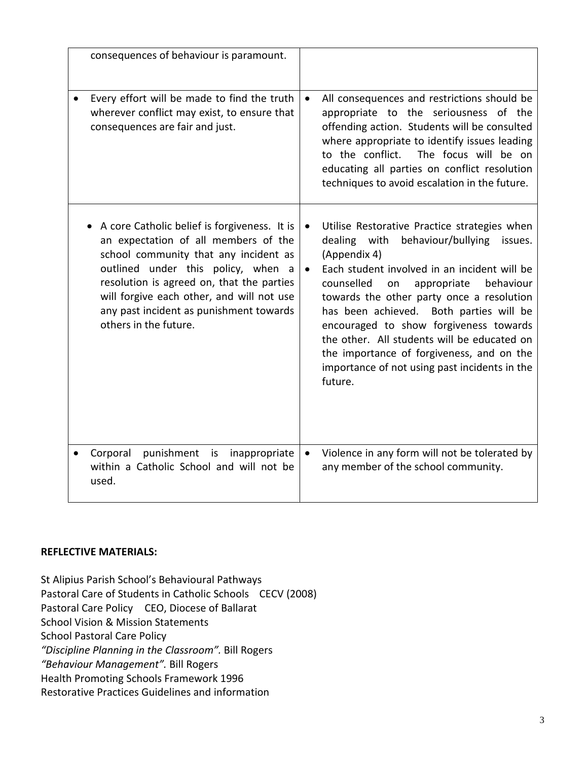| | |
|---|---|
| consequences of behaviour is paramount. | |
| • Every effort will be made to find the truth wherever conflict may exist, to ensure that consequences are fair and just. | • All consequences and restrictions should be appropriate to the seriousness of the offending action. Students will be consulted where appropriate to identify issues leading to the conflict. The focus will be on educating all parties on conflict resolution techniques to avoid escalation in the future. |
| • A core Catholic belief is forgiveness. It is an expectation of all members of the school community that any incident as outlined under this policy, when a resolution is agreed on, that the parties will forgive each other, and will not use any past incident as punishment towards others in the future. | • Utilise Restorative Practice strategies when dealing with behaviour/bullying issues. (Appendix 4)<br>• Each student involved in an incident will be counselled on appropriate behaviour towards the other party once a resolution has been achieved. Both parties will be encouraged to show forgiveness towards the other. All students will be educated on the importance of forgiveness, and on the importance of not using past incidents in the future. |
| • Corporal punishment is inappropriate within a Catholic School and will not be used. | • Violence in any form will not be tolerated by any member of the school community. |

**REFLECTIVE MATERIALS:**

St Alipius Parish School's Behavioural Pathways
Pastoral Care of Students in Catholic Schools CECV (2008)
Pastoral Care Policy CEO, Diocese of Ballarat
School Vision & Mission Statements
School Pastoral Care Policy
*"Discipline Planning in the Classroom".* Bill Rogers
*"Behaviour Management".* Bill Rogers
Health Promoting Schools Framework 1996
Restorative Practices Guidelines and information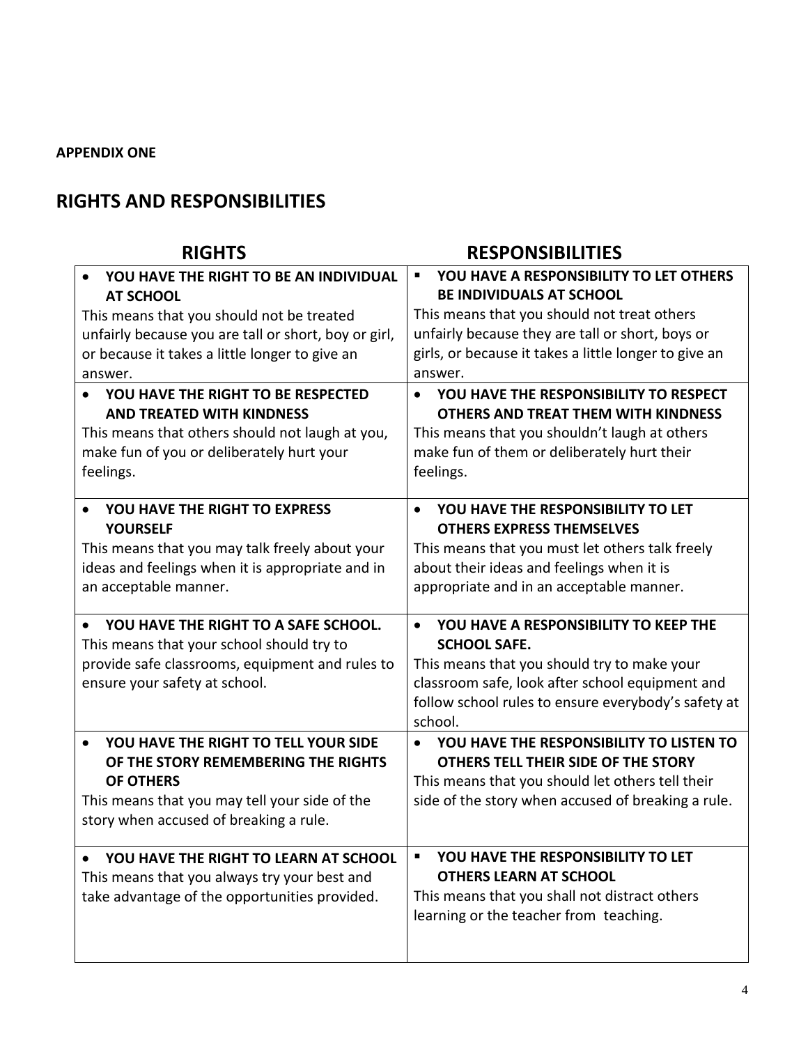**APPENDIX ONE**

## RIGHTS AND RESPONSIBILITIES

| RIGHTS | RESPONSIBILITIES |
|---|---|
| • **YOU HAVE THE RIGHT TO BE AN INDIVIDUAL AT SCHOOL** This means that you should not be treated unfairly because you are tall or short, boy or girl, or because it takes a little longer to give an answer. | ▪ **YOU HAVE A RESPONSIBILITY TO LET OTHERS BE INDIVIDUALS AT SCHOOL** This means that you should not treat others unfairly because they are tall or short, boys or girls, or because it takes a little longer to give an answer. |
| • **YOU HAVE THE RIGHT TO BE RESPECTED AND TREATED WITH KINDNESS** This means that others should not laugh at you, make fun of you or deliberately hurt your feelings. | • **YOU HAVE THE RESPONSIBILITY TO RESPECT OTHERS AND TREAT THEM WITH KINDNESS** This means that you shouldn't laugh at others make fun of them or deliberately hurt their feelings. |
| • **YOU HAVE THE RIGHT TO EXPRESS YOURSELF** This means that you may talk freely about your ideas and feelings when it is appropriate and in an acceptable manner. | • **YOU HAVE THE RESPONSIBILITY TO LET OTHERS EXPRESS THEMSELVES** This means that you must let others talk freely about their ideas and feelings when it is appropriate and in an acceptable manner. |
| • **YOU HAVE THE RIGHT TO A SAFE SCHOOL.** This means that your school should try to provide safe classrooms, equipment and rules to ensure your safety at school. | • **YOU HAVE A RESPONSIBILITY TO KEEP THE SCHOOL SAFE.** This means that you should try to make your classroom safe, look after school equipment and follow school rules to ensure everybody's safety at school. |
| • **YOU HAVE THE RIGHT TO TELL YOUR SIDE OF THE STORY REMEMBERING THE RIGHTS OF OTHERS** This means that you may tell your side of the story when accused of breaking a rule. | • **YOU HAVE THE RESPONSIBILITY TO LISTEN TO OTHERS TELL THEIR SIDE OF THE STORY** This means that you should let others tell their side of the story when accused of breaking a rule. |
| • **YOU HAVE THE RIGHT TO LEARN AT SCHOOL** This means that you always try your best and take advantage of the opportunities provided. | ▪ **YOU HAVE THE RESPONSIBILITY TO LET OTHERS LEARN AT SCHOOL** This means that you shall not distract others learning or the teacher from teaching. |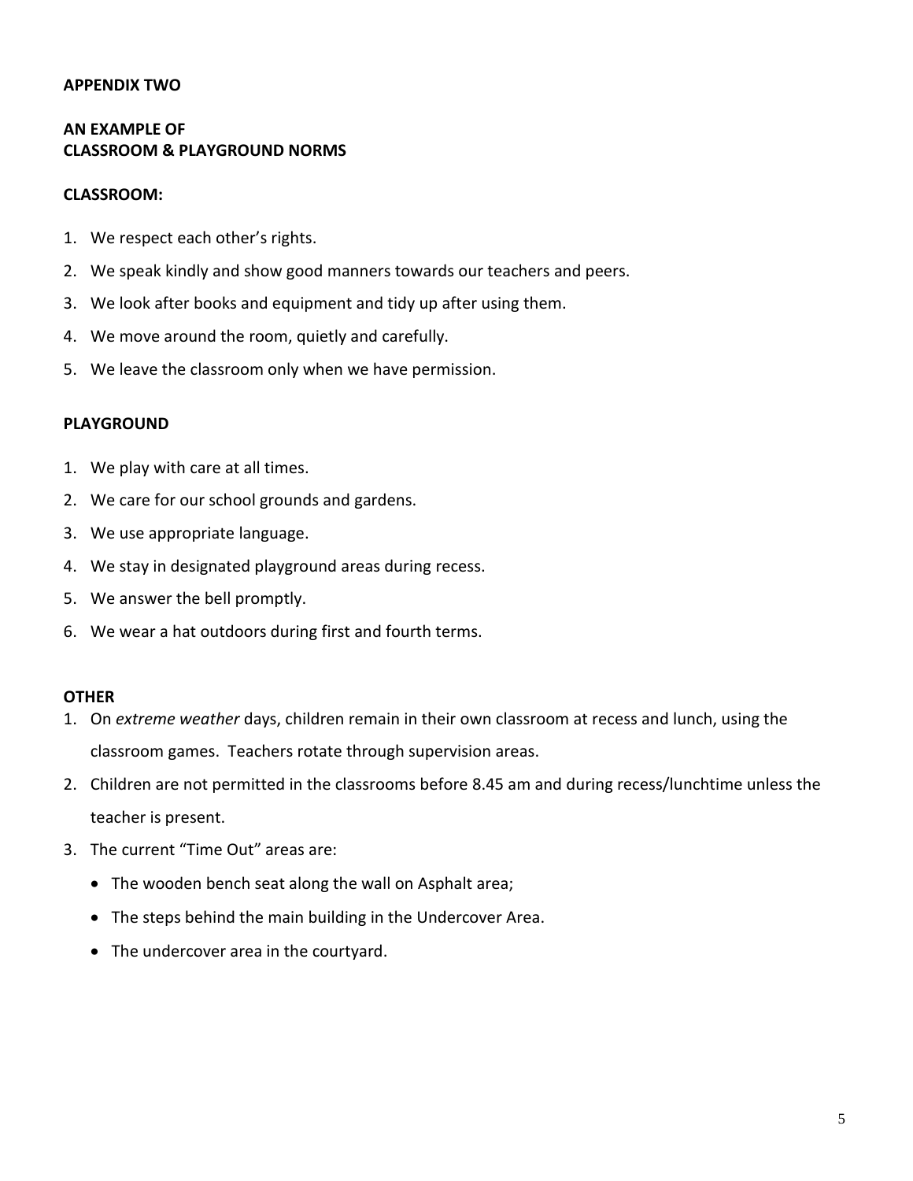**APPENDIX TWO**

**AN EXAMPLE OF**
**CLASSROOM & PLAYGROUND NORMS**

**CLASSROOM:**

1. We respect each other's rights.
2. We speak kindly and show good manners towards our teachers and peers.
3. We look after books and equipment and tidy up after using them.
4. We move around the room, quietly and carefully.
5. We leave the classroom only when we have permission.

**PLAYGROUND**

1. We play with care at all times.
2. We care for our school grounds and gardens.
3. We use appropriate language.
4. We stay in designated playground areas during recess.
5. We answer the bell promptly.
6. We wear a hat outdoors during first and fourth terms.

**OTHER**

1. On *extreme weather* days, children remain in their own classroom at recess and lunch, using the classroom games. Teachers rotate through supervision areas.
2. Children are not permitted in the classrooms before 8.45 am and during recess/lunchtime unless the teacher is present.
3. The current "Time Out" areas are:
   - The wooden bench seat along the wall on Asphalt area;
   - The steps behind the main building in the Undercover Area.
   - The undercover area in the courtyard.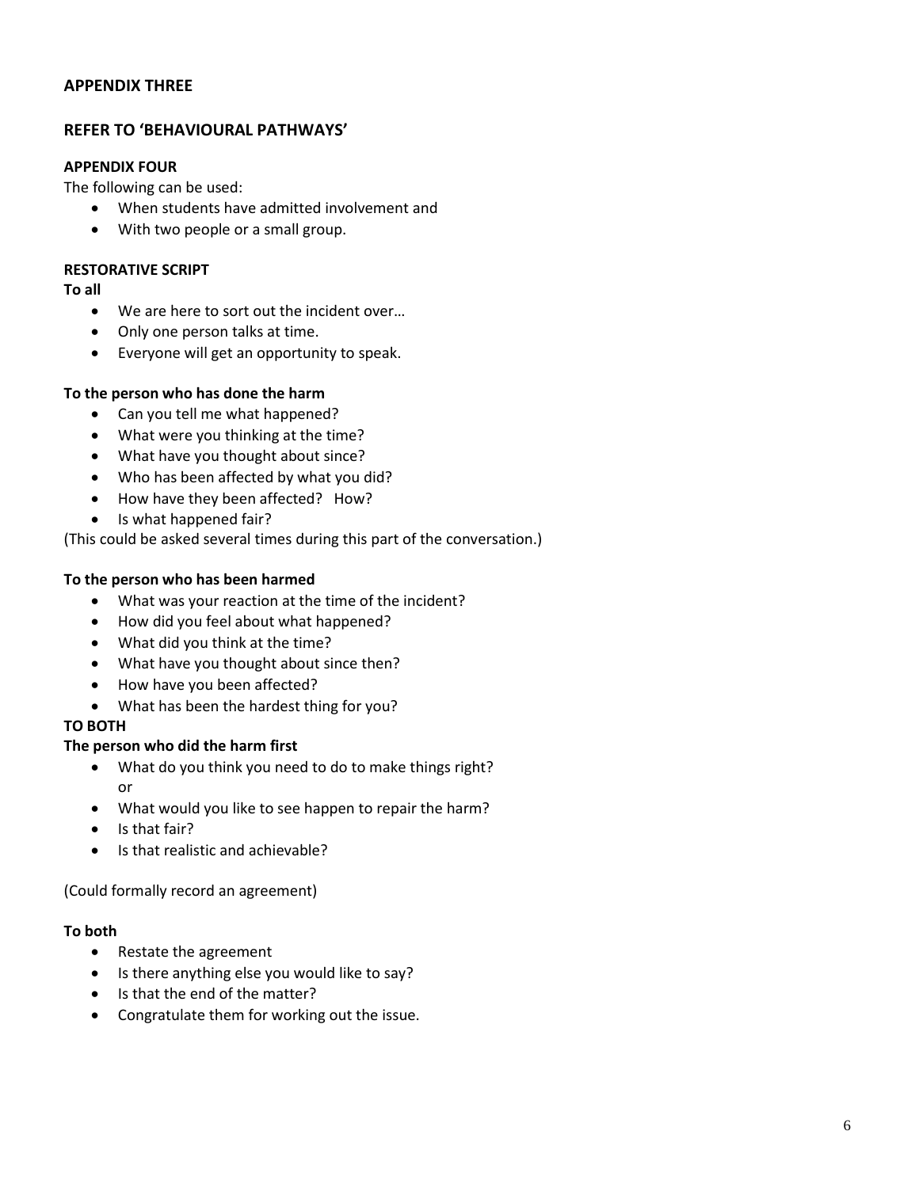## APPENDIX THREE

## REFER TO 'BEHAVIOURAL PATHWAYS'

### APPENDIX FOUR

The following can be used:

- When students have admitted involvement and
- With two people or a small group.

### RESTORATIVE SCRIPT

**To all**

- We are here to sort out the incident over…
- Only one person talks at time.
- Everyone will get an opportunity to speak.

**To the person who has done the harm**

- Can you tell me what happened?
- What were you thinking at the time?
- What have you thought about since?
- Who has been affected by what you did?
- How have they been affected? How?
- Is what happened fair?

(This could be asked several times during this part of the conversation.)

**To the person who has been harmed**

- What was your reaction at the time of the incident?
- How did you feel about what happened?
- What did you think at the time?
- What have you thought about since then?
- How have you been affected?
- What has been the hardest thing for you?

**TO BOTH**

**The person who did the harm first**

- What do you think you need to do to make things right?
  or
- What would you like to see happen to repair the harm?
- Is that fair?
- Is that realistic and achievable?

(Could formally record an agreement)

**To both**

- Restate the agreement
- Is there anything else you would like to say?
- Is that the end of the matter?
- Congratulate them for working out the issue.